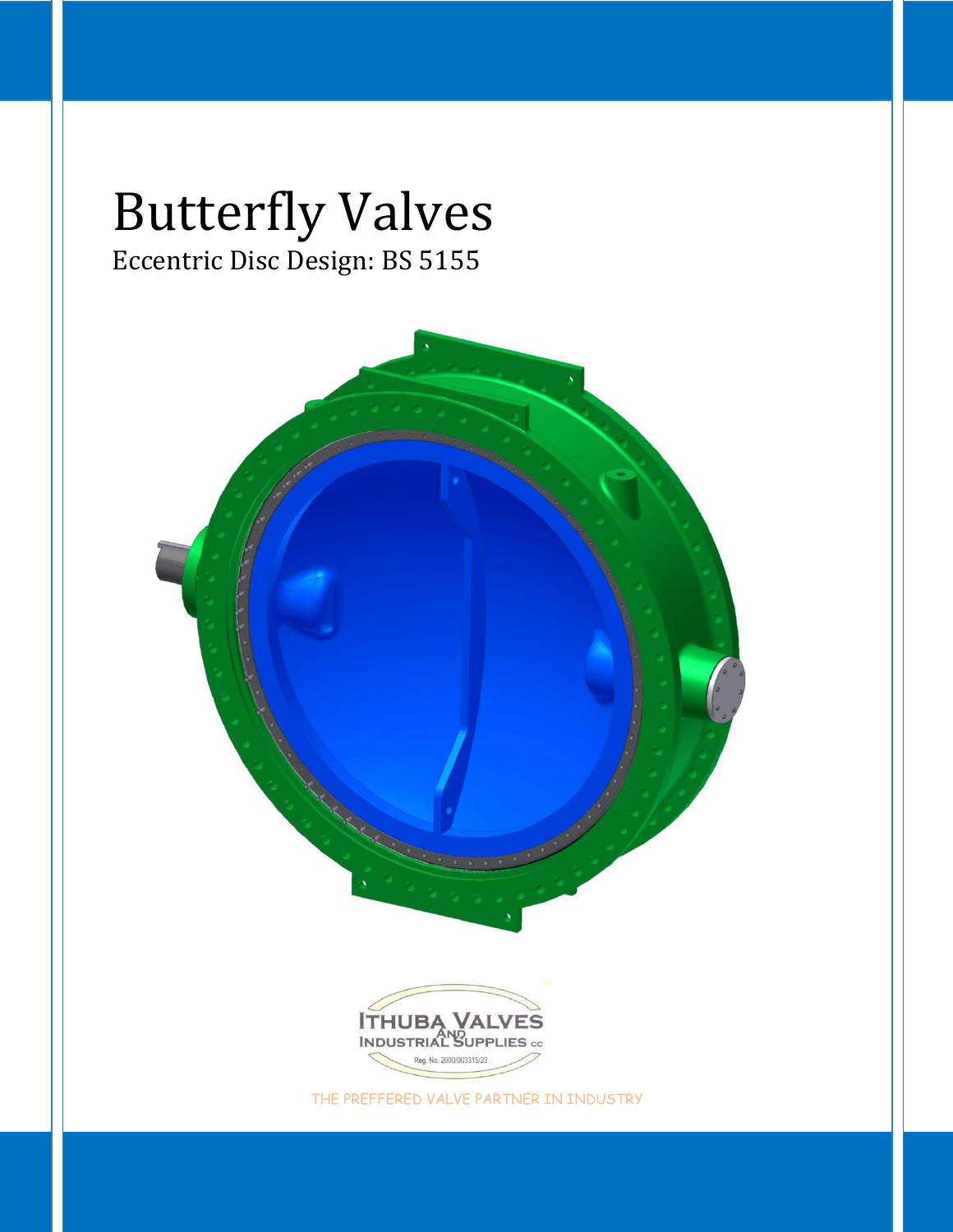# Butterfly Valves

Eccentric Disc Design: BS 5155

ITHUBA VALVES AND INDUSTRIAL SUPPLIES cc

Reg. No. 2000/003315/23

THE PREFFERED VALVE PARTNER IN INDUSTRY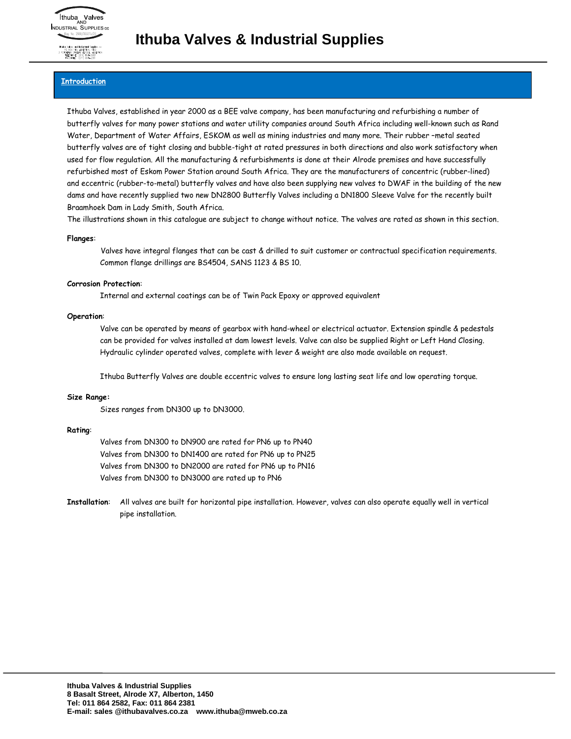## Introduction

Ithuba Valves, established in year 2000 as a BEE valve company, has been manufacturing and refurbishing a number of butterfly valves for many power stations and water utility companies around South Africa including well-known such as Rand Water, Department of Water Affairs, ESKOM as well as mining industries and many more. Their rubber –metal seated butterfly valves are of tight closing and bubble-tight at rated pressures in both directions and also work satisfactory when used for flow regulation. All the manufacturing & refurbishments is done at their Alrode premises and have successfully refurbished most of Eskom Power Station around South Africa. They are the manufacturers of concentric (rubber-lined) and eccentric (rubber-to-metal) butterfly valves and have also been supplying new valves to DWAF in the building of the new dams and have recently supplied two new DN2800 Butterfly Valves including a DN1800 Sleeve Valve for the recently built Braamhoek Dam in Lady Smith, South Africa.

The illustrations shown in this catalogue are subject to change without notice. The valves are rated as shown in this section.

**Flanges**:

Valves have integral flanges that can be cast & drilled to suit customer or contractual specification requirements. Common flange drillings are BS4504, SANS 1123 & BS 10.

**Corrosion Protection**:

Internal and external coatings can be of Twin Pack Epoxy or approved equivalent

**Operation**:

Valve can be operated by means of gearbox with hand-wheel or electrical actuator. Extension spindle & pedestals can be provided for valves installed at dam lowest levels. Valve can also be supplied Right or Left Hand Closing. Hydraulic cylinder operated valves, complete with lever & weight are also made available on request.

Ithuba Butterfly Valves are double eccentric valves to ensure long lasting seat life and low operating torque.

**Size Range:**

Sizes ranges from DN300 up to DN3000.

**Rating**:

Valves from DN300 to DN900 are rated for PN6 up to PN40
Valves from DN300 to DN1400 are rated for PN6 up to PN25
Valves from DN300 to DN2000 are rated for PN6 up to PN16
Valves from DN300 to DN3000 are rated up to PN6

**Installation**: All valves are built for horizontal pipe installation. However, valves can also operate equally well in vertical pipe installation.

**Ithuba Valves & Industrial Supplies**
**8 Basalt Street, Alrode X7, Alberton, 1450**
**Tel: 011 864 2582, Fax: 011 864 2381**
**E-mail: sales @ithubavalves.co.za www.ithuba@mweb.co.za**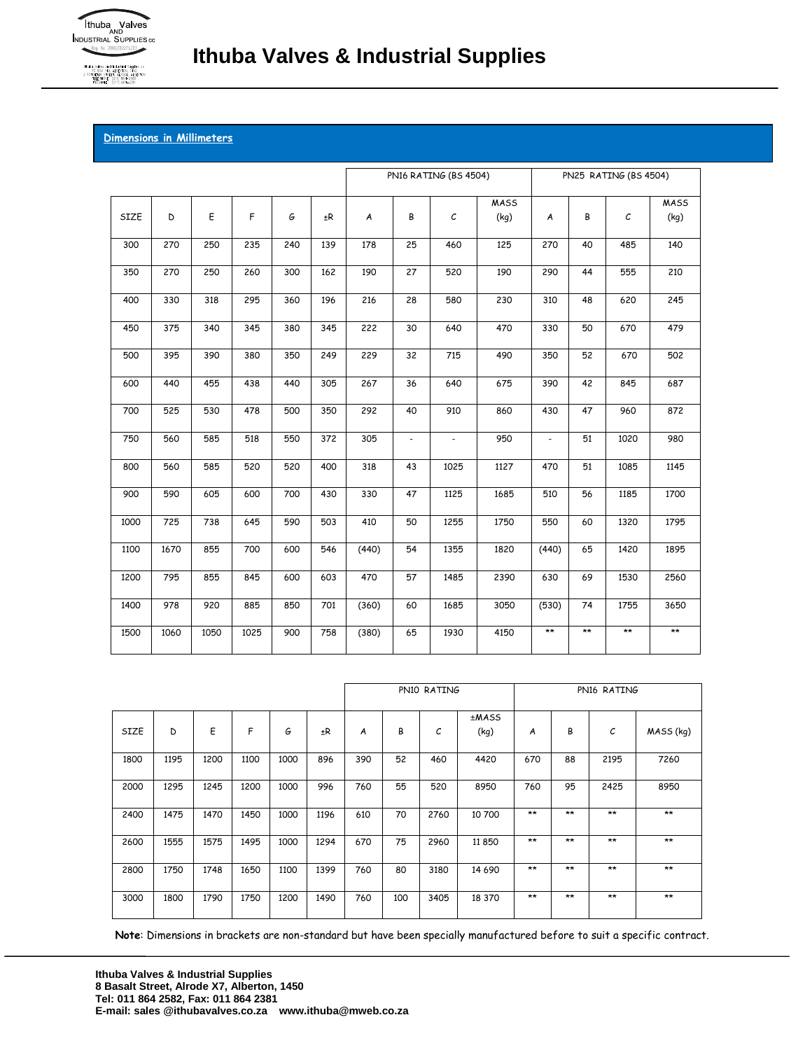**Dimensions in Millimeters**

| | | | | | | PN16 RATING (BS 4504) | | | | PN25 RATING (BS 4504) | | | |
|---|---|---|---|---|---|---|---|---|---|---|---|---|---|
| SIZE | D | E | F | G | ±R | A | B | C | MASS (kg) | A | B | C | MASS (kg) |
| 300 | 270 | 250 | 235 | 240 | 139 | 178 | 25 | 460 | 125 | 270 | 40 | 485 | 140 |
| 350 | 270 | 250 | 260 | 300 | 162 | 190 | 27 | 520 | 190 | 290 | 44 | 555 | 210 |
| 400 | 330 | 318 | 295 | 360 | 196 | 216 | 28 | 580 | 230 | 310 | 48 | 620 | 245 |
| 450 | 375 | 340 | 345 | 380 | 345 | 222 | 30 | 640 | 470 | 330 | 50 | 670 | 479 |
| 500 | 395 | 390 | 380 | 350 | 249 | 229 | 32 | 715 | 490 | 350 | 52 | 670 | 502 |
| 600 | 440 | 455 | 438 | 440 | 305 | 267 | 36 | 640 | 675 | 390 | 42 | 845 | 687 |
| 700 | 525 | 530 | 478 | 500 | 350 | 292 | 40 | 910 | 860 | 430 | 47 | 960 | 872 |
| 750 | 560 | 585 | 518 | 550 | 372 | 305 | - | - | 950 | - | 51 | 1020 | 980 |
| 800 | 560 | 585 | 520 | 520 | 400 | 318 | 43 | 1025 | 1127 | 470 | 51 | 1085 | 1145 |
| 900 | 590 | 605 | 600 | 700 | 430 | 330 | 47 | 1125 | 1685 | 510 | 56 | 1185 | 1700 |
| 1000 | 725 | 738 | 645 | 590 | 503 | 410 | 50 | 1255 | 1750 | 550 | 60 | 1320 | 1795 |
| 1100 | 1670 | 855 | 700 | 600 | 546 | (440) | 54 | 1355 | 1820 | (440) | 65 | 1420 | 1895 |
| 1200 | 795 | 855 | 845 | 600 | 603 | 470 | 57 | 1485 | 2390 | 630 | 69 | 1530 | 2560 |
| 1400 | 978 | 920 | 885 | 850 | 701 | (360) | 60 | 1685 | 3050 | (530) | 74 | 1755 | 3650 |
| 1500 | 1060 | 1050 | 1025 | 900 | 758 | (380) | 65 | 1930 | 4150 | ** | ** | ** | ** |

| | | | | | | PN10 RATING | | | | PN16 RATING | | | |
|---|---|---|---|---|---|---|---|---|---|---|---|---|---|
| SIZE | D | E | F | G | ±R | A | B | C | ±MASS (kg) | A | B | C | MASS (kg) |
| 1800 | 1195 | 1200 | 1100 | 1000 | 896 | 390 | 52 | 460 | 4420 | 670 | 88 | 2195 | 7260 |
| 2000 | 1295 | 1245 | 1200 | 1000 | 996 | 760 | 55 | 520 | 8950 | 760 | 95 | 2425 | 8950 |
| 2400 | 1475 | 1470 | 1450 | 1000 | 1196 | 610 | 70 | 2760 | 10 700 | ** | ** | ** | ** |
| 2600 | 1555 | 1575 | 1495 | 1000 | 1294 | 670 | 75 | 2960 | 11 850 | ** | ** | ** | ** |
| 2800 | 1750 | 1748 | 1650 | 1100 | 1399 | 760 | 80 | 3180 | 14 690 | ** | ** | ** | ** |
| 3000 | 1800 | 1790 | 1750 | 1200 | 1490 | 760 | 100 | 3405 | 18 370 | ** | ** | ** | ** |

**Note**: Dimensions in brackets are non-standard but have been specially manufactured before to suit a specific contract.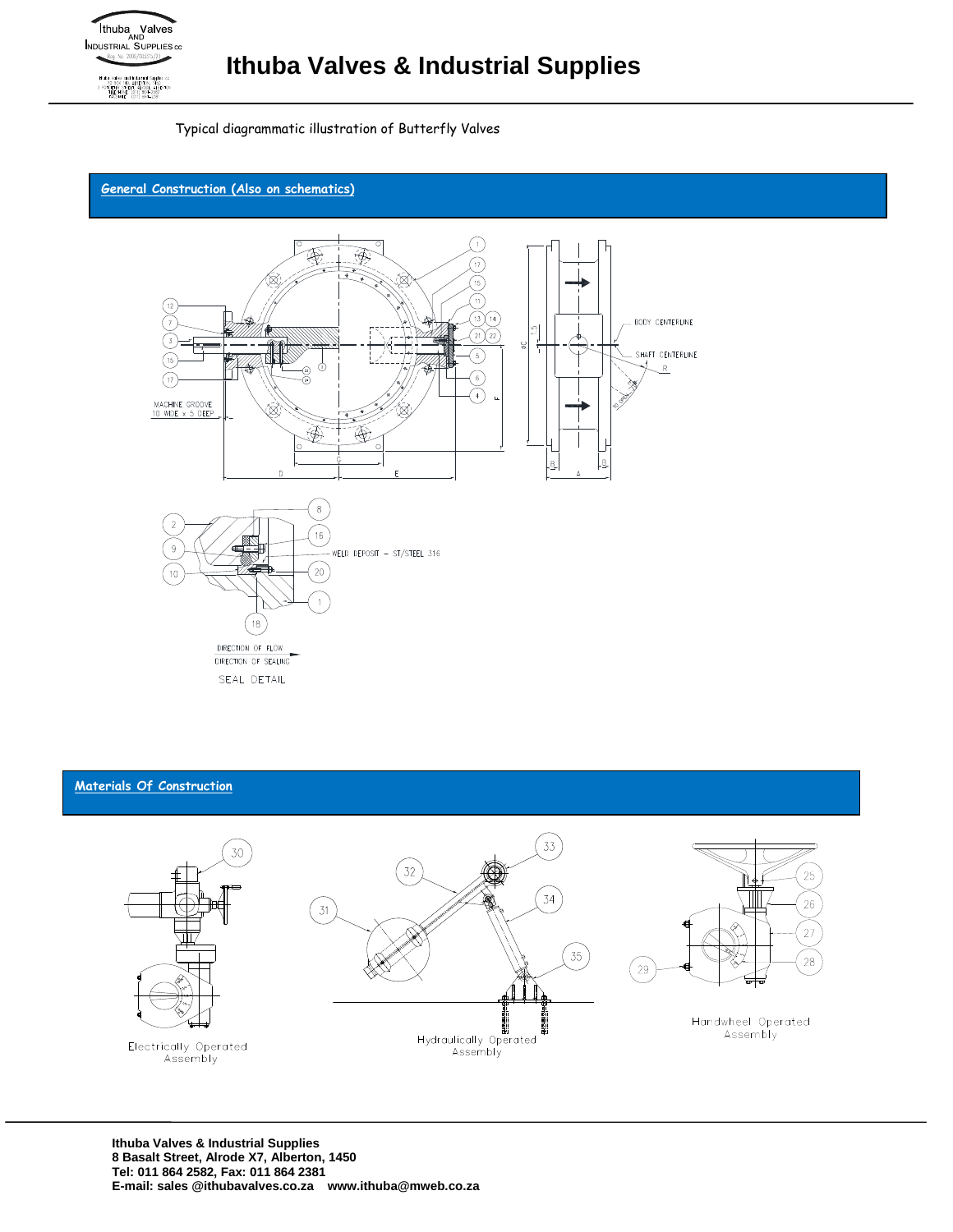Typical diagrammatic illustration of Butterfly Valves

## General Construction (Also on schematics)

MACHINE GROOVE 10 WIDE x 5 DEEP

BODY CENTERLINE

SHAFT CENTERLINE

WELD DEPOSIT – ST/STEEL 316

DIRECTION OF FLOW

DIRECTION OF SEALING

SEAL DETAIL

## Materials Of Construction

Electrically Operated Assembly

Hydraulically Operated Assembly

Handwheel Operated Assembly

**Ithuba Valves & Industrial Supplies**
**8 Basalt Street, Alrode X7, Alberton, 1450**
**Tel: 011 864 2582, Fax: 011 864 2381**
**E-mail: sales @ithubavalves.co.za www.ithuba@mweb.co.za**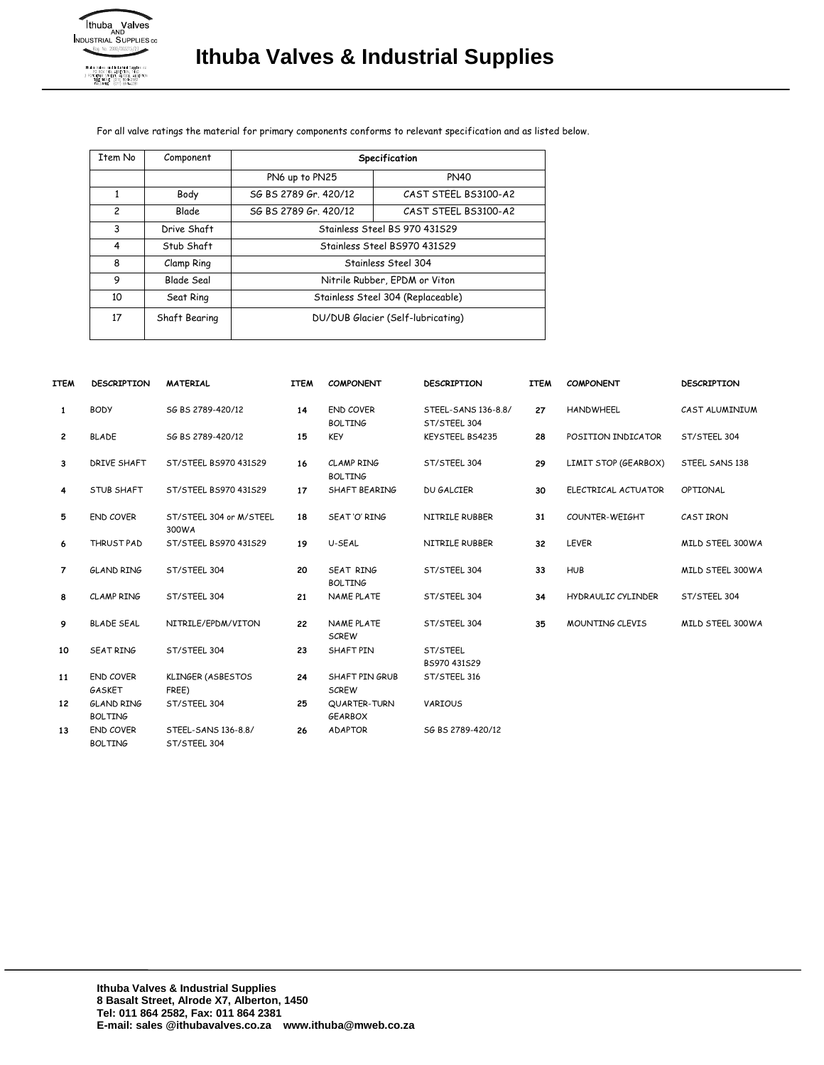# Ithuba Valves & Industrial Supplies

For all valve ratings the material for primary components conforms to relevant specification and as listed below.

| Item No | Component | Specification | |
|---|---|---|---|
| | | PN6 up to PN25 | PN40 |
| 1 | Body | SG BS 2789 Gr. 420/12 | CAST STEEL BS3100-A2 |
| 2 | Blade | SG BS 2789 Gr. 420/12 | CAST STEEL BS3100-A2 |
| 3 | Drive Shaft | Stainless Steel BS 970 431S29 | |
| 4 | Stub Shaft | Stainless Steel BS970 431S29 | |
| 8 | Clamp Ring | Stainless Steel 304 | |
| 9 | Blade Seal | Nitrile Rubber, EPDM or Viton | |
| 10 | Seat Ring | Stainless Steel 304 (Replaceable) | |
| 17 | Shaft Bearing | DU/DUB Glacier (Self-lubricating) | |

| ITEM | DESCRIPTION | MATERIAL | ITEM | COMPONENT | DESCRIPTION | ITEM | COMPONENT | DESCRIPTION |
|---|---|---|---|---|---|---|---|---|
| 1 | BODY | SG BS 2789-420/12 | 14 | END COVER BOLTING | STEEL-SANS 136-8.8/ ST/STEEL 304 | 27 | HANDWHEEL | CAST ALUMINIUM |
| 2 | BLADE | SG BS 2789-420/12 | 15 | KEY | KEYSTEEL BS4235 | 28 | POSITION INDICATOR | ST/STEEL 304 |
| 3 | DRIVE SHAFT | ST/STEEL BS970 431S29 | 16 | CLAMP RING BOLTING | ST/STEEL 304 | 29 | LIMIT STOP (GEARBOX) | STEEL SANS 138 |
| 4 | STUB SHAFT | ST/STEEL BS970 431S29 | 17 | SHAFT BEARING | DU GALCIER | 30 | ELECTRICAL ACTUATOR | OPTIONAL |
| 5 | END COVER | ST/STEEL 304 or M/STEEL 300WA | 18 | SEAT 'O' RING | NITRILE RUBBER | 31 | COUNTER-WEIGHT | CAST IRON |
| 6 | THRUST PAD | ST/STEEL BS970 431S29 | 19 | U-SEAL | NITRILE RUBBER | 32 | LEVER | MILD STEEL 300WA |
| 7 | GLAND RING | ST/STEEL 304 | 20 | SEAT RING BOLTING | ST/STEEL 304 | 33 | HUB | MILD STEEL 300WA |
| 8 | CLAMP RING | ST/STEEL 304 | 21 | NAME PLATE | ST/STEEL 304 | 34 | HYDRAULIC CYLINDER | ST/STEEL 304 |
| 9 | BLADE SEAL | NITRILE/EPDM/VITON | 22 | NAME PLATE SCREW | ST/STEEL 304 | 35 | MOUNTING CLEVIS | MILD STEEL 300WA |
| 10 | SEAT RING | ST/STEEL 304 | 23 | SHAFT PIN | ST/STEEL BS970 431S29 | | | |
| 11 | END COVER GASKET | KLINGER (ASBESTOS FREE) | 24 | SHAFT PIN GRUB SCREW | ST/STEEL 316 | | | |
| 12 | GLAND RING BOLTING | ST/STEEL 304 | 25 | QUARTER-TURN GEARBOX | VARIOUS | | | |
| 13 | END COVER BOLTING | STEEL-SANS 136-8.8/ ST/STEEL 304 | 26 | ADAPTOR | SG BS 2789-420/12 | | | |

**Ithuba Valves & Industrial Supplies**
**8 Basalt Street, Alrode X7, Alberton, 1450**
**Tel: 011 864 2582, Fax: 011 864 2381**
**E-mail: sales @ithubavalves.co.za www.ithuba@mweb.co.za**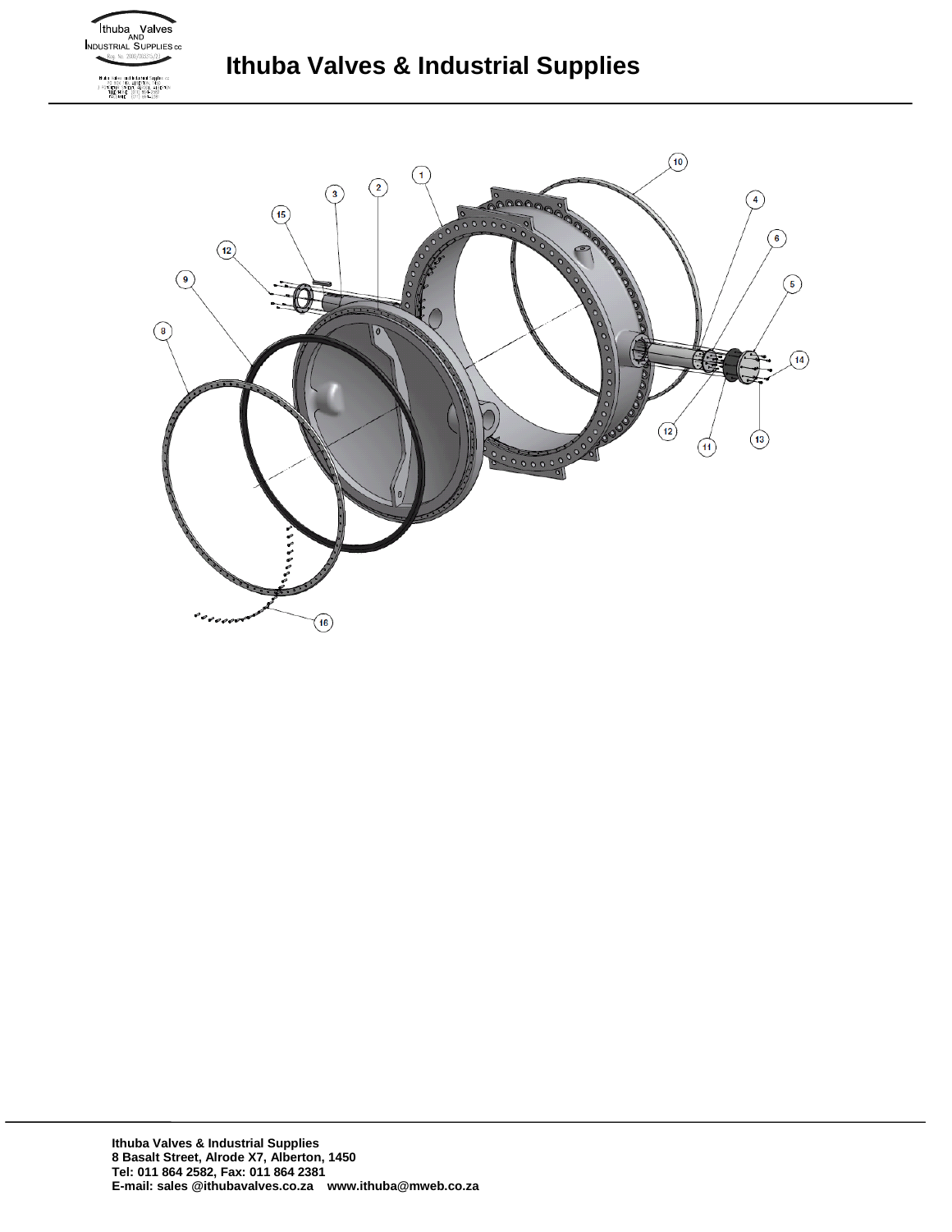# Ithuba Valves & Industrial Supplies

1
2
3
4
5
6
8
9
10
11
12
12
13
14
15
16

**Ithuba Valves & Industrial Supplies**
**8 Basalt Street, Alrode X7, Alberton, 1450**
**Tel: 011 864 2582, Fax: 011 864 2381**
**E-mail: sales @ithubavalves.co.za www.ithuba@mweb.co.za**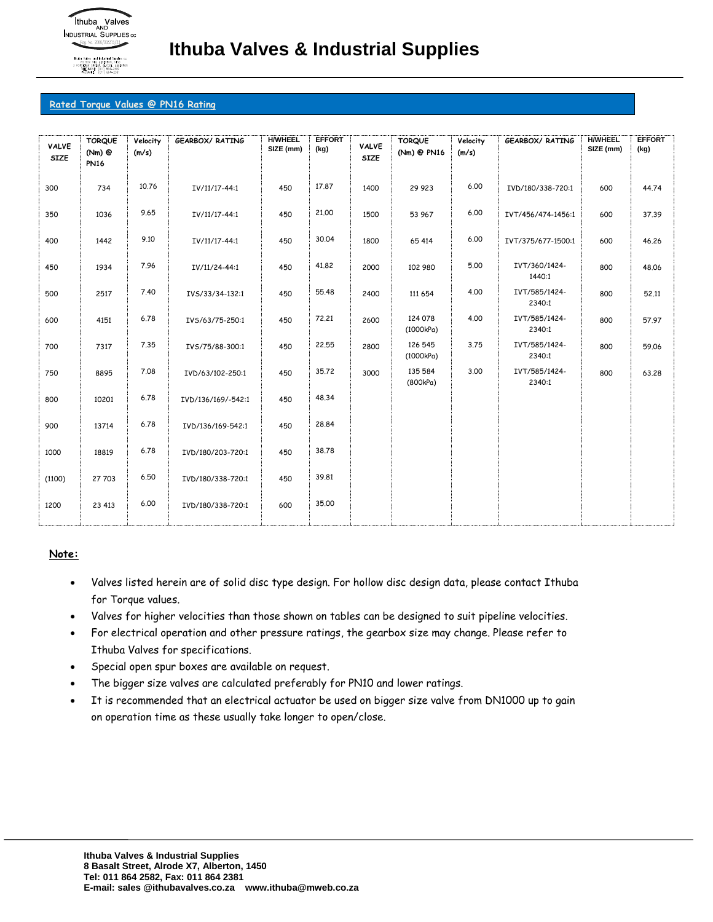# Ithuba Valves & Industrial Supplies

## Rated Torque Values @ PN16 Rating

| VALVE SIZE | TORQUE (Nm) @ PN16 | Velocity (m/s) | GEARBOX/ RATING | H/WHEEL SIZE (mm) | EFFORT (kg) | VALVE SIZE | TORQUE (Nm) @ PN16 | Velocity (m/s) | GEARBOX/ RATING | H/WHEEL SIZE (mm) | EFFORT (kg) |
|---|---|---|---|---|---|---|---|---|---|---|---|
| 300 | 734 | 10.76 | IV/11/17-44:1 | 450 | 17.87 | 1400 | 29 923 | 6.00 | IVD/180/338-720:1 | 600 | 44.74 |
| 350 | 1036 | 9.65 | IV/11/17-44:1 | 450 | 21.00 | 1500 | 53 967 | 6.00 | IVT/456/474-1456:1 | 600 | 37.39 |
| 400 | 1442 | 9.10 | IV/11/17-44:1 | 450 | 30.04 | 1800 | 65 414 | 6.00 | IVT/375/677-1500:1 | 600 | 46.26 |
| 450 | 1934 | 7.96 | IV/11/24-44:1 | 450 | 41.82 | 2000 | 102 980 | 5.00 | IVT/360/1424-1440:1 | 800 | 48.06 |
| 500 | 2517 | 7.40 | IVS/33/34-132:1 | 450 | 55.48 | 2400 | 111 654 | 4.00 | IVT/585/1424-2340:1 | 800 | 52.11 |
| 600 | 4151 | 6.78 | IVS/63/75-250:1 | 450 | 72.21 | 2600 | 124 078 (1000kPa) | 4.00 | IVT/585/1424-2340:1 | 800 | 57.97 |
| 700 | 7317 | 7.35 | IVS/75/88-300:1 | 450 | 22.55 | 2800 | 126 545 (1000kPa) | 3.75 | IVT/585/1424-2340:1 | 800 | 59.06 |
| 750 | 8895 | 7.08 | IVD/63/102-250:1 | 450 | 35.72 | 3000 | 135 584 (800kPa) | 3.00 | IVT/585/1424-2340:1 | 800 | 63.28 |
| 800 | 10201 | 6.78 | IVD/136/169/-542:1 | 450 | 48.34 | | | | | | |
| 900 | 13714 | 6.78 | IVD/136/169-542:1 | 450 | 28.84 | | | | | | |
| 1000 | 18819 | 6.78 | IVD/180/203-720:1 | 450 | 38.78 | | | | | | |
| (1100) | 27 703 | 6.50 | IVD/180/338-720:1 | 450 | 39.81 | | | | | | |
| 1200 | 23 413 | 6.00 | IVD/180/338-720:1 | 600 | 35.00 | | | | | | |

**Note:**

- Valves listed herein are of solid disc type design. For hollow disc design data, please contact Ithuba for Torque values.
- Valves for higher velocities than those shown on tables can be designed to suit pipeline velocities.
- For electrical operation and other pressure ratings, the gearbox size may change. Please refer to Ithuba Valves for specifications.
- Special open spur boxes are available on request.
- The bigger size valves are calculated preferably for PN10 and lower ratings.
- It is recommended that an electrical actuator be used on bigger size valve from DN1000 up to gain on operation time as these usually take longer to open/close.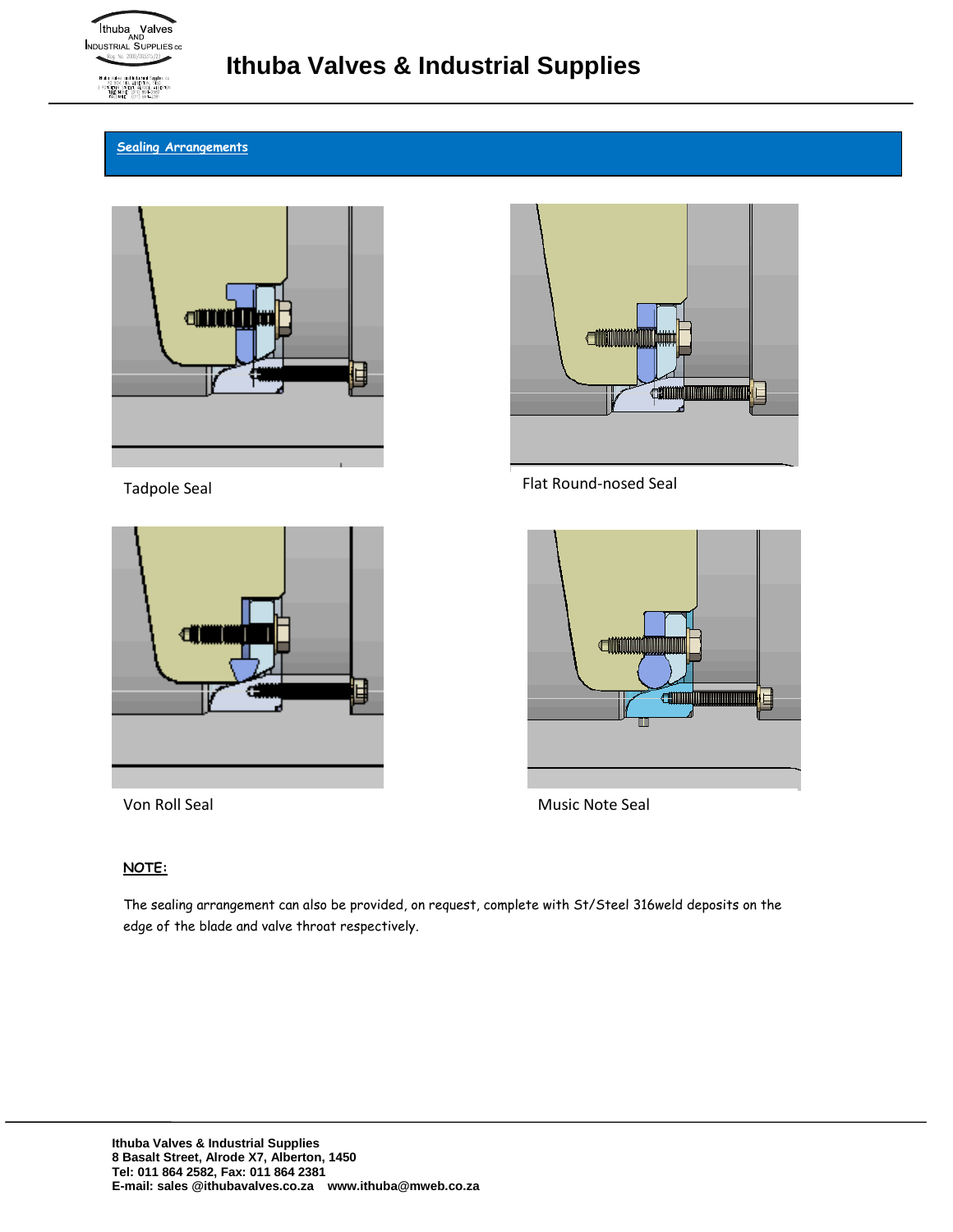## Sealing Arrangements

Tadpole Seal

Flat Round-nosed Seal

Von Roll Seal

Music Note Seal

**NOTE:**

The sealing arrangement can also be provided, on request, complete with St/Steel 316weld deposits on the edge of the blade and valve throat respectively.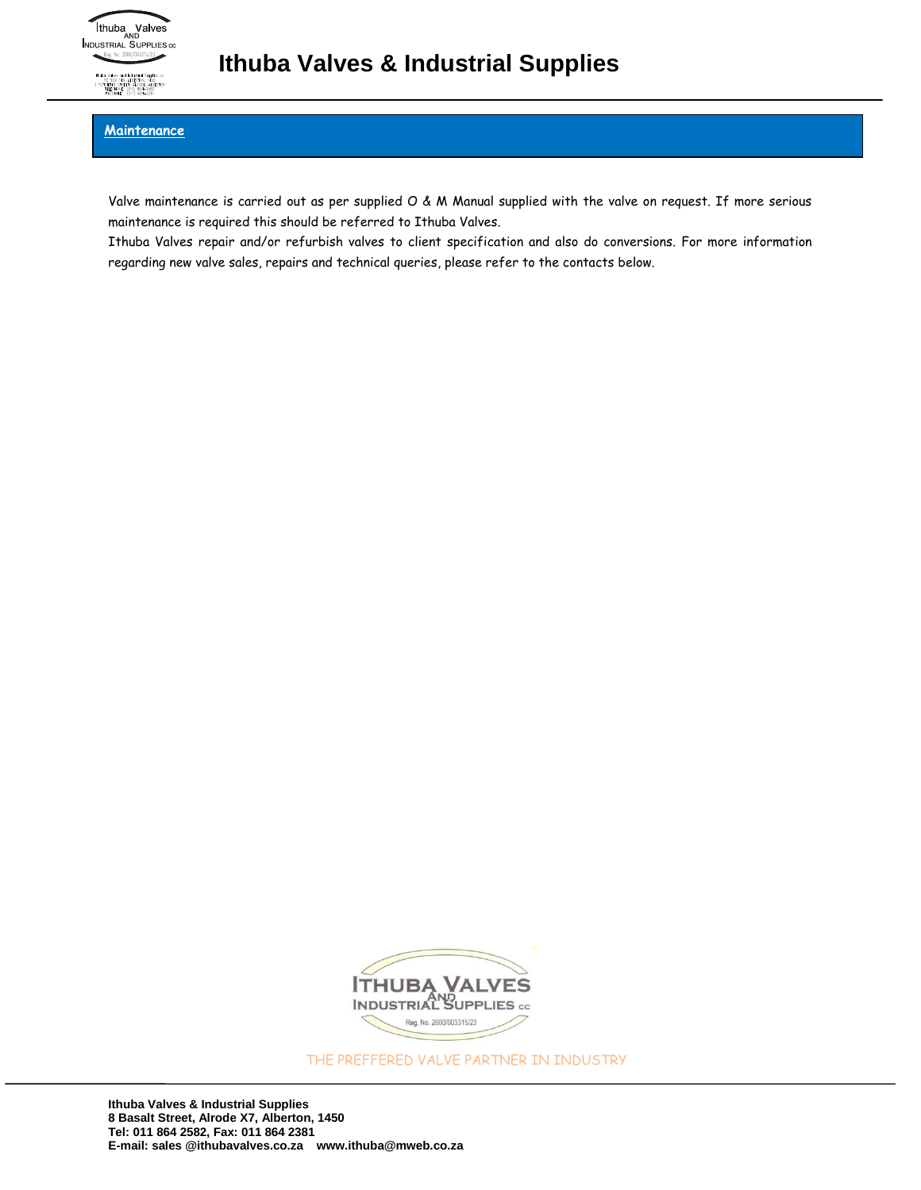## Maintenance

Valve maintenance is carried out as per supplied O & M Manual supplied with the valve on request. If more serious maintenance is required this should be referred to Ithuba Valves.

Ithuba Valves repair and/or refurbish valves to client specification and also do conversions. For more information regarding new valve sales, repairs and technical queries, please refer to the contacts below.

THE PREFFERED VALVE PARTNER IN INDUSTRY

**Ithuba Valves & Industrial Supplies**
**8 Basalt Street, Alrode X7, Alberton, 1450**
**Tel: 011 864 2582, Fax: 011 864 2381**
**E-mail: sales @ithubavalves.co.za www.ithuba@mweb.co.za**